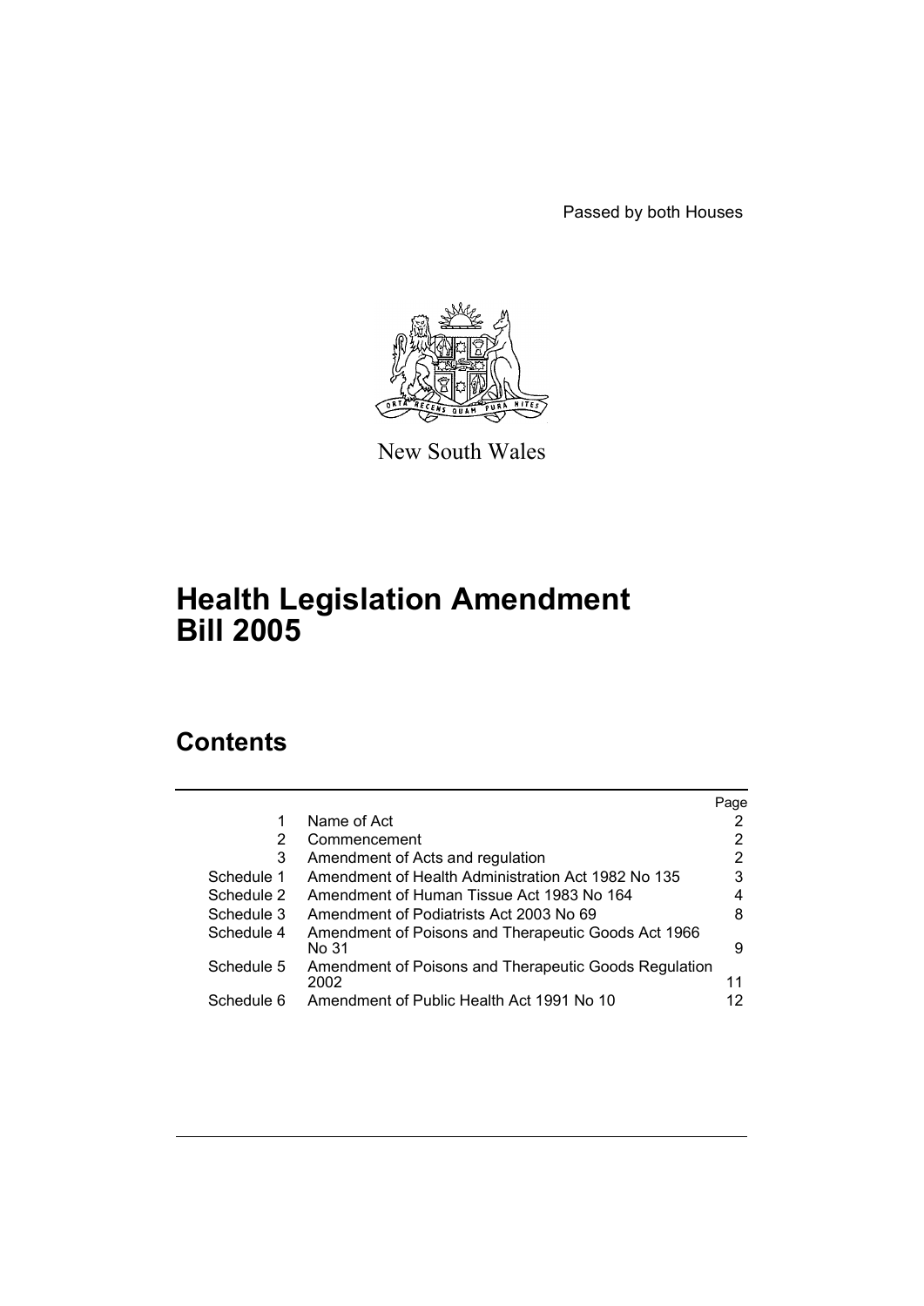Passed by both Houses

New South Wales

# Health Legislation Amendment Bill 2005

## Contents

| | | Page |
|---|---|---|
| 1 | Name of Act | 2 |
| 2 | Commencement | 2 |
| 3 | Amendment of Acts and regulation | 2 |
| Schedule 1 | Amendment of Health Administration Act 1982 No 135 | 3 |
| Schedule 2 | Amendment of Human Tissue Act 1983 No 164 | 4 |
| Schedule 3 | Amendment of Podiatrists Act 2003 No 69 | 8 |
| Schedule 4 | Amendment of Poisons and Therapeutic Goods Act 1966 No 31 | 9 |
| Schedule 5 | Amendment of Poisons and Therapeutic Goods Regulation 2002 | 11 |
| Schedule 6 | Amendment of Public Health Act 1991 No 10 | 12 |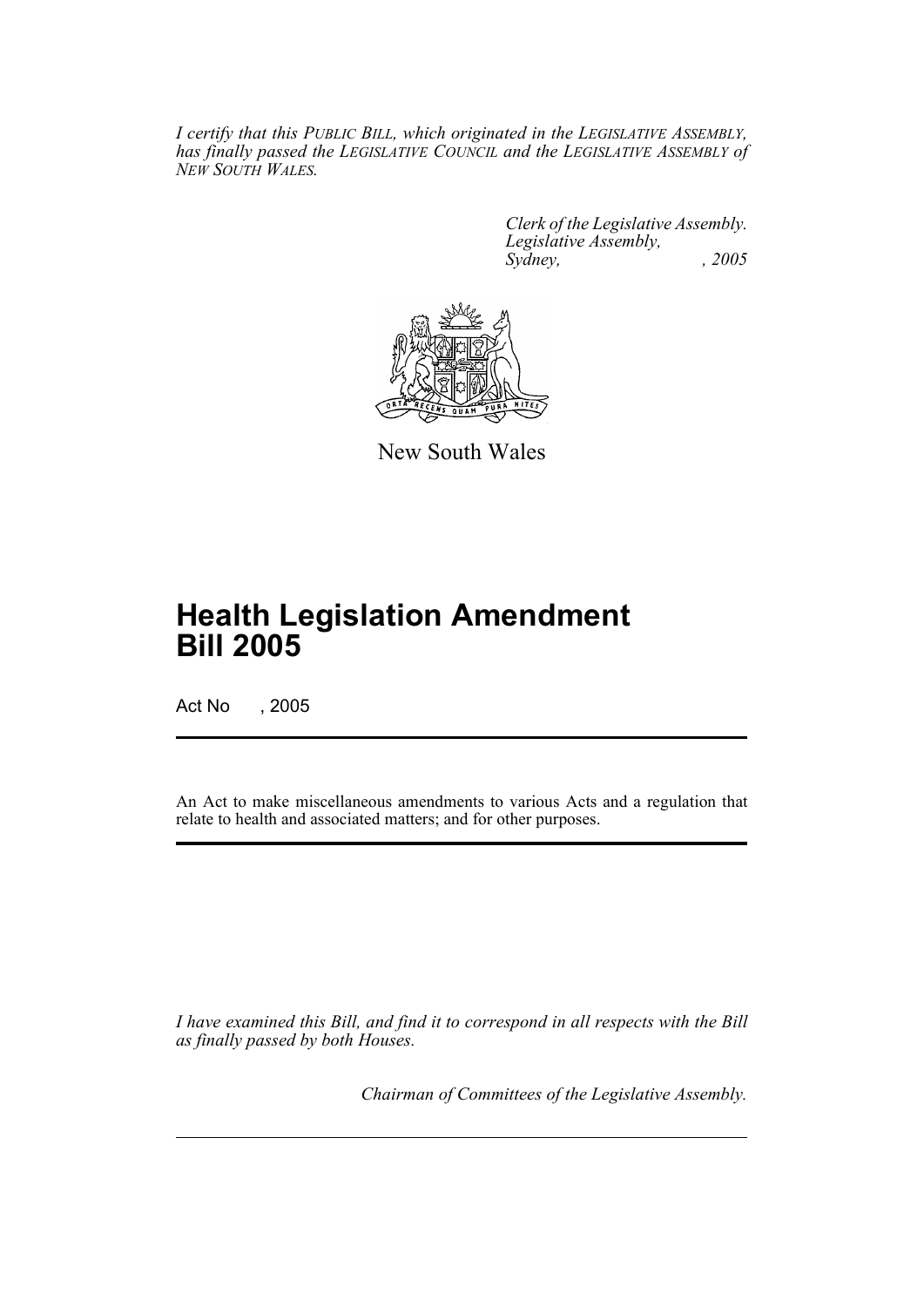*I certify that this PUBLIC BILL, which originated in the LEGISLATIVE ASSEMBLY, has finally passed the LEGISLATIVE COUNCIL and the LEGISLATIVE ASSEMBLY of NEW SOUTH WALES.*

*Clerk of the Legislative Assembly.*
*Legislative Assembly,*
*Sydney, , 2005*

New South Wales

# Health Legislation Amendment Bill 2005

Act No , 2005

An Act to make miscellaneous amendments to various Acts and a regulation that relate to health and associated matters; and for other purposes.

*I have examined this Bill, and find it to correspond in all respects with the Bill as finally passed by both Houses.*

*Chairman of Committees of the Legislative Assembly.*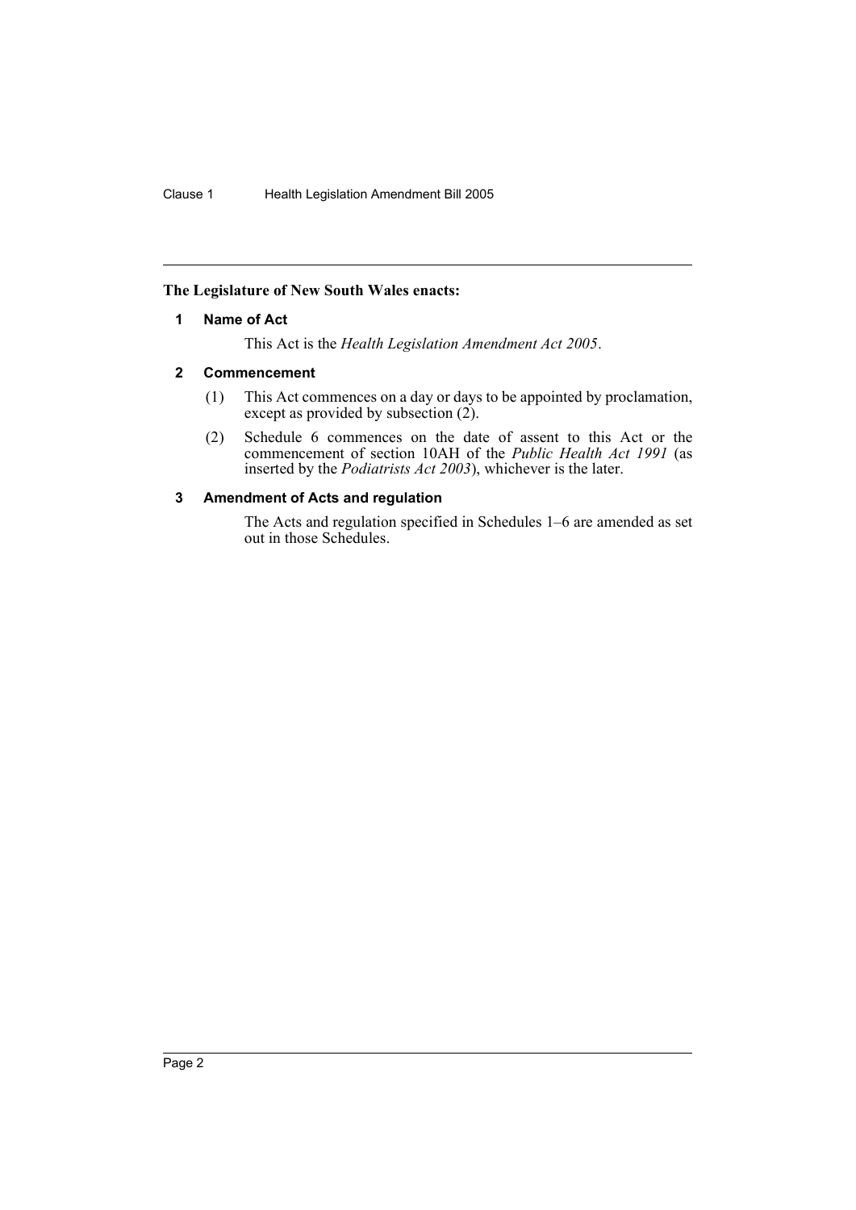**The Legislature of New South Wales enacts:**

### 1 Name of Act

This Act is the *Health Legislation Amendment Act 2005*.

### 2 Commencement

(1) This Act commences on a day or days to be appointed by proclamation, except as provided by subsection (2).

(2) Schedule 6 commences on the date of assent to this Act or the commencement of section 10AH of the *Public Health Act 1991* (as inserted by the *Podiatrists Act 2003*), whichever is the later.

### 3 Amendment of Acts and regulation

The Acts and regulation specified in Schedules 1–6 are amended as set out in those Schedules.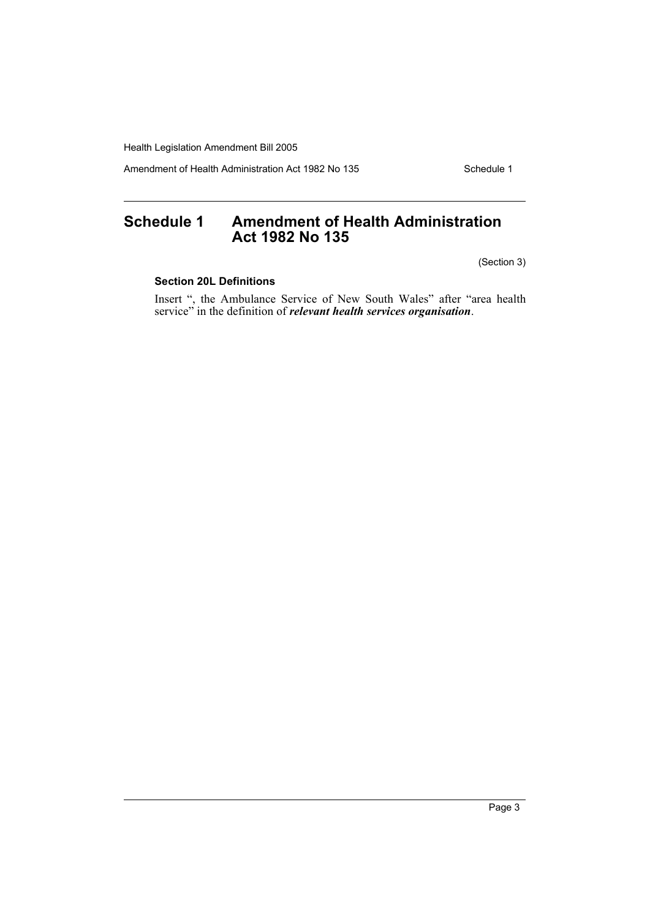# Schedule 1 Amendment of Health Administration Act 1982 No 135

(Section 3)

### Section 20L Definitions

Insert ", the Ambulance Service of New South Wales" after "area health service" in the definition of ***relevant health services organisation***.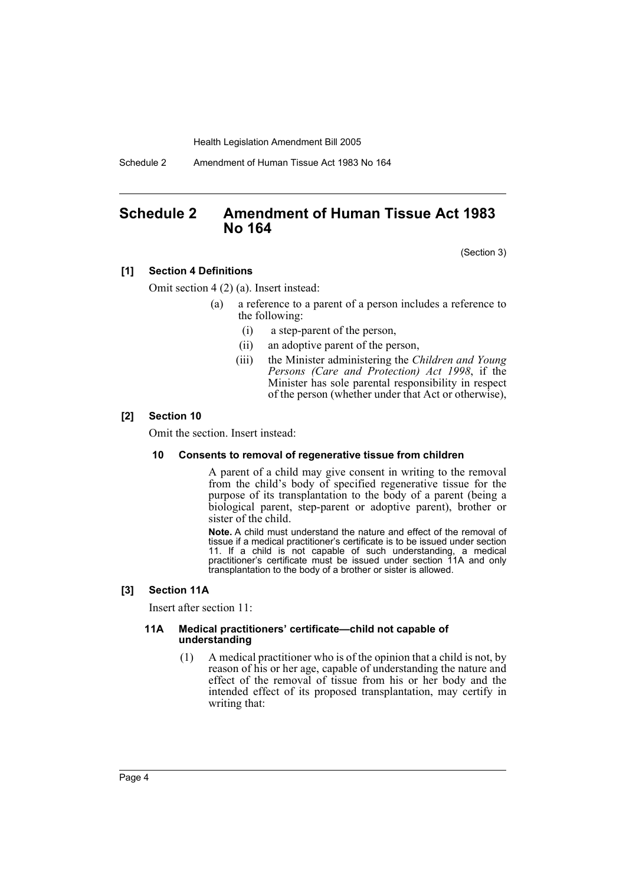## Schedule 2 Amendment of Human Tissue Act 1983 No 164

(Section 3)

**[1] Section 4 Definitions**

Omit section 4 (2) (a). Insert instead:

(a) a reference to a parent of a person includes a reference to the following:

(i) a step-parent of the person,

(ii) an adoptive parent of the person,

(iii) the Minister administering the *Children and Young Persons (Care and Protection) Act 1998*, if the Minister has sole parental responsibility in respect of the person (whether under that Act or otherwise),

**[2] Section 10**

Omit the section. Insert instead:

**10 Consents to removal of regenerative tissue from children**

A parent of a child may give consent in writing to the removal from the child's body of specified regenerative tissue for the purpose of its transplantation to the body of a parent (being a biological parent, step-parent or adoptive parent), brother or sister of the child.

**Note.** A child must understand the nature and effect of the removal of tissue if a medical practitioner's certificate is to be issued under section 11. If a child is not capable of such understanding, a medical practitioner's certificate must be issued under section 11A and only transplantation to the body of a brother or sister is allowed.

**[3] Section 11A**

Insert after section 11:

**11A Medical practitioners' certificate—child not capable of understanding**

(1) A medical practitioner who is of the opinion that a child is not, by reason of his or her age, capable of understanding the nature and effect of the removal of tissue from his or her body and the intended effect of its proposed transplantation, may certify in writing that: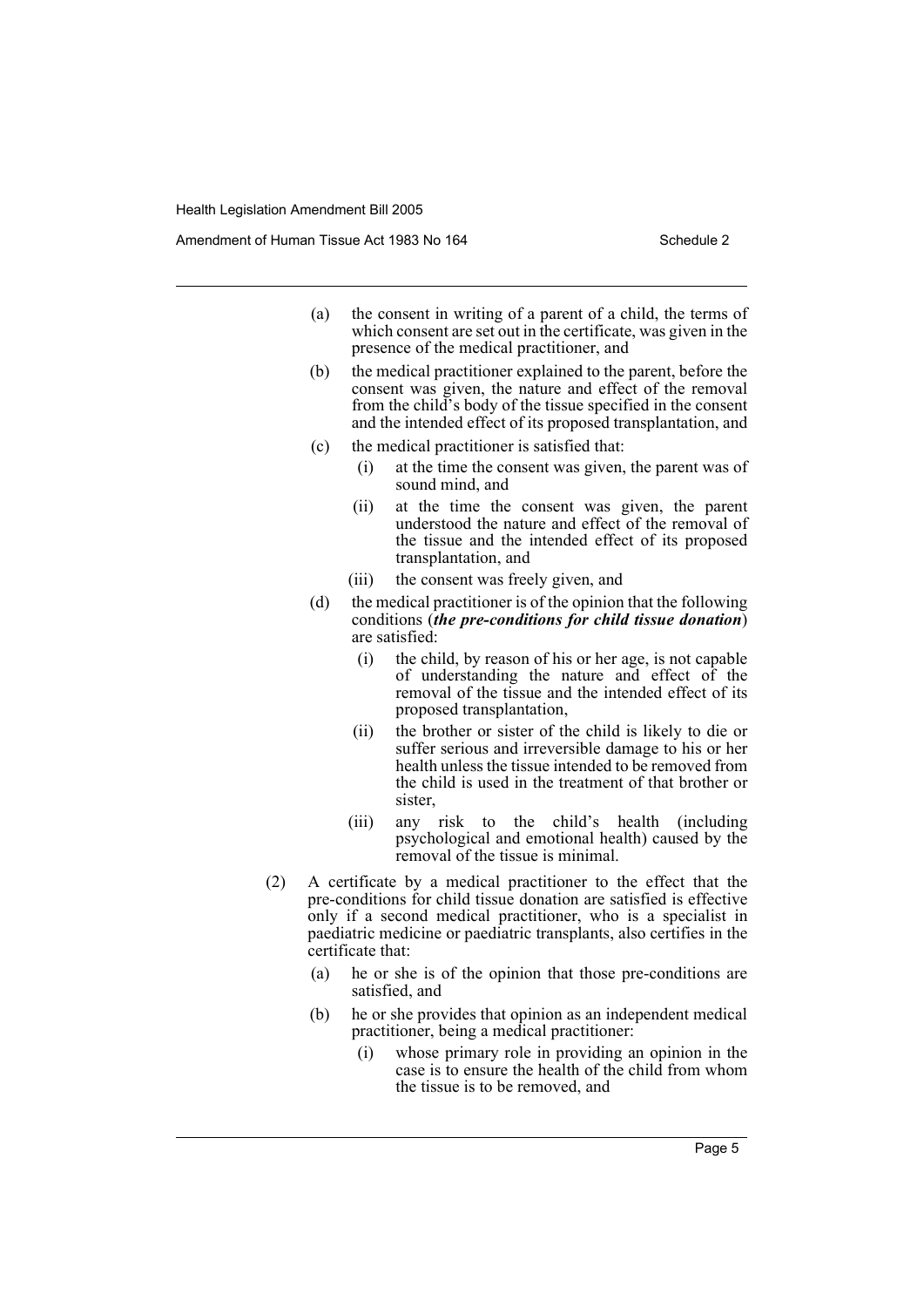(a) the consent in writing of a parent of a child, the terms of which consent are set out in the certificate, was given in the presence of the medical practitioner, and

(b) the medical practitioner explained to the parent, before the consent was given, the nature and effect of the removal from the child's body of the tissue specified in the consent and the intended effect of its proposed transplantation, and

(c) the medical practitioner is satisfied that:

   (i) at the time the consent was given, the parent was of sound mind, and

   (ii) at the time the consent was given, the parent understood the nature and effect of the removal of the tissue and the intended effect of its proposed transplantation, and

   (iii) the consent was freely given, and

(d) the medical practitioner is of the opinion that the following conditions (***the pre-conditions for child tissue donation***) are satisfied:

   (i) the child, by reason of his or her age, is not capable of understanding the nature and effect of the removal of the tissue and the intended effect of its proposed transplantation,

   (ii) the brother or sister of the child is likely to die or suffer serious and irreversible damage to his or her health unless the tissue intended to be removed from the child is used in the treatment of that brother or sister,

   (iii) any risk to the child's health (including psychological and emotional health) caused by the removal of the tissue is minimal.

(2) A certificate by a medical practitioner to the effect that the pre-conditions for child tissue donation are satisfied is effective only if a second medical practitioner, who is a specialist in paediatric medicine or paediatric transplants, also certifies in the certificate that:

(a) he or she is of the opinion that those pre-conditions are satisfied, and

(b) he or she provides that opinion as an independent medical practitioner, being a medical practitioner:

   (i) whose primary role in providing an opinion in the case is to ensure the health of the child from whom the tissue is to be removed, and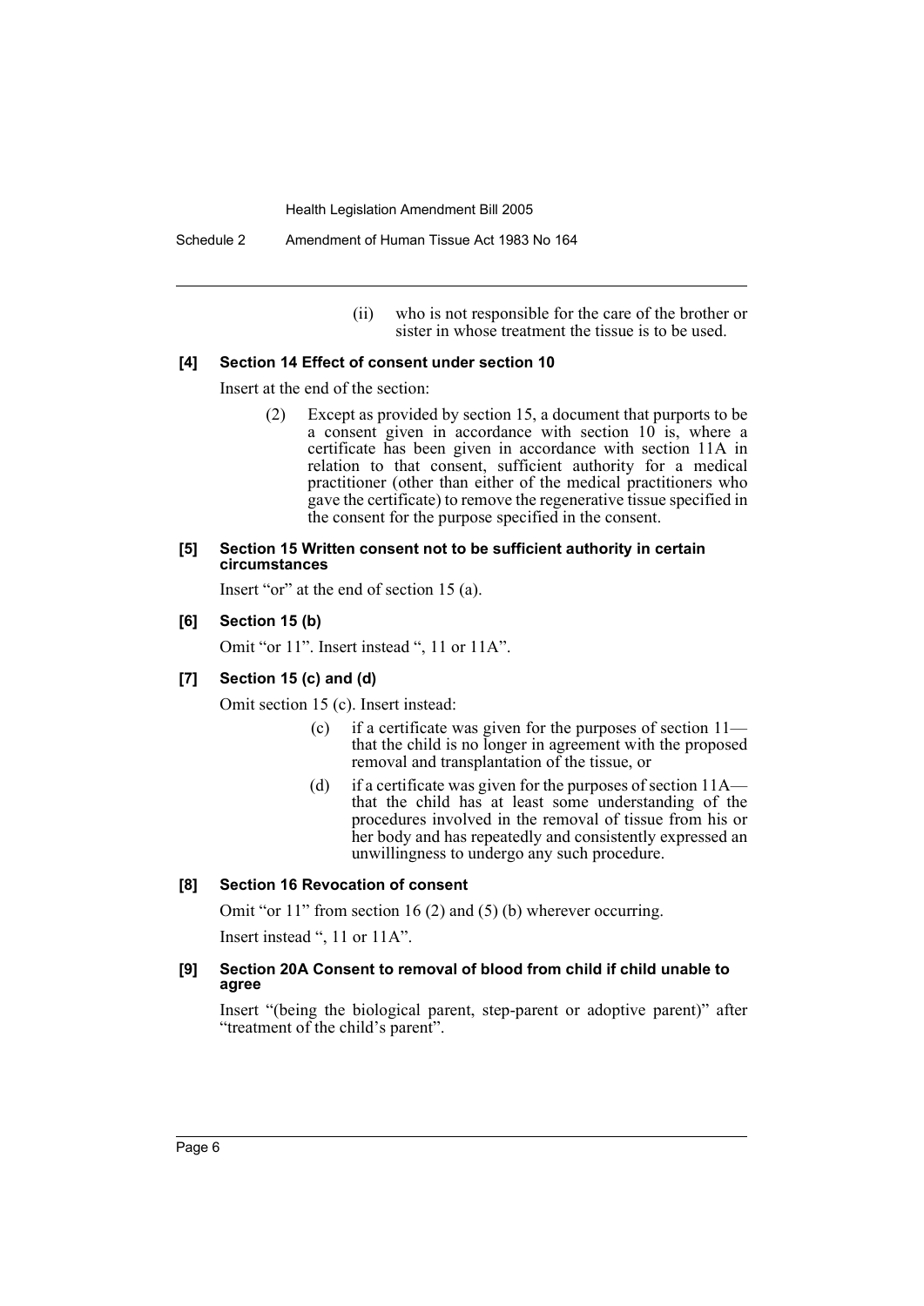(ii) who is not responsible for the care of the brother or sister in whose treatment the tissue is to be used.

#### [4] Section 14 Effect of consent under section 10

Insert at the end of the section:

(2) Except as provided by section 15, a document that purports to be a consent given in accordance with section 10 is, where a certificate has been given in accordance with section 11A in relation to that consent, sufficient authority for a medical practitioner (other than either of the medical practitioners who gave the certificate) to remove the regenerative tissue specified in the consent for the purpose specified in the consent.

#### [5] Section 15 Written consent not to be sufficient authority in certain circumstances

Insert "or" at the end of section 15 (a).

#### [6] Section 15 (b)

Omit "or 11". Insert instead ", 11 or 11A".

#### [7] Section 15 (c) and (d)

Omit section 15 (c). Insert instead:

(c) if a certificate was given for the purposes of section 11—that the child is no longer in agreement with the proposed removal and transplantation of the tissue, or

(d) if a certificate was given for the purposes of section 11A—that the child has at least some understanding of the procedures involved in the removal of tissue from his or her body and has repeatedly and consistently expressed an unwillingness to undergo any such procedure.

#### [8] Section 16 Revocation of consent

Omit "or 11" from section 16 (2) and (5) (b) wherever occurring.

Insert instead ", 11 or 11A".

#### [9] Section 20A Consent to removal of blood from child if child unable to agree

Insert "(being the biological parent, step-parent or adoptive parent)" after "treatment of the child's parent".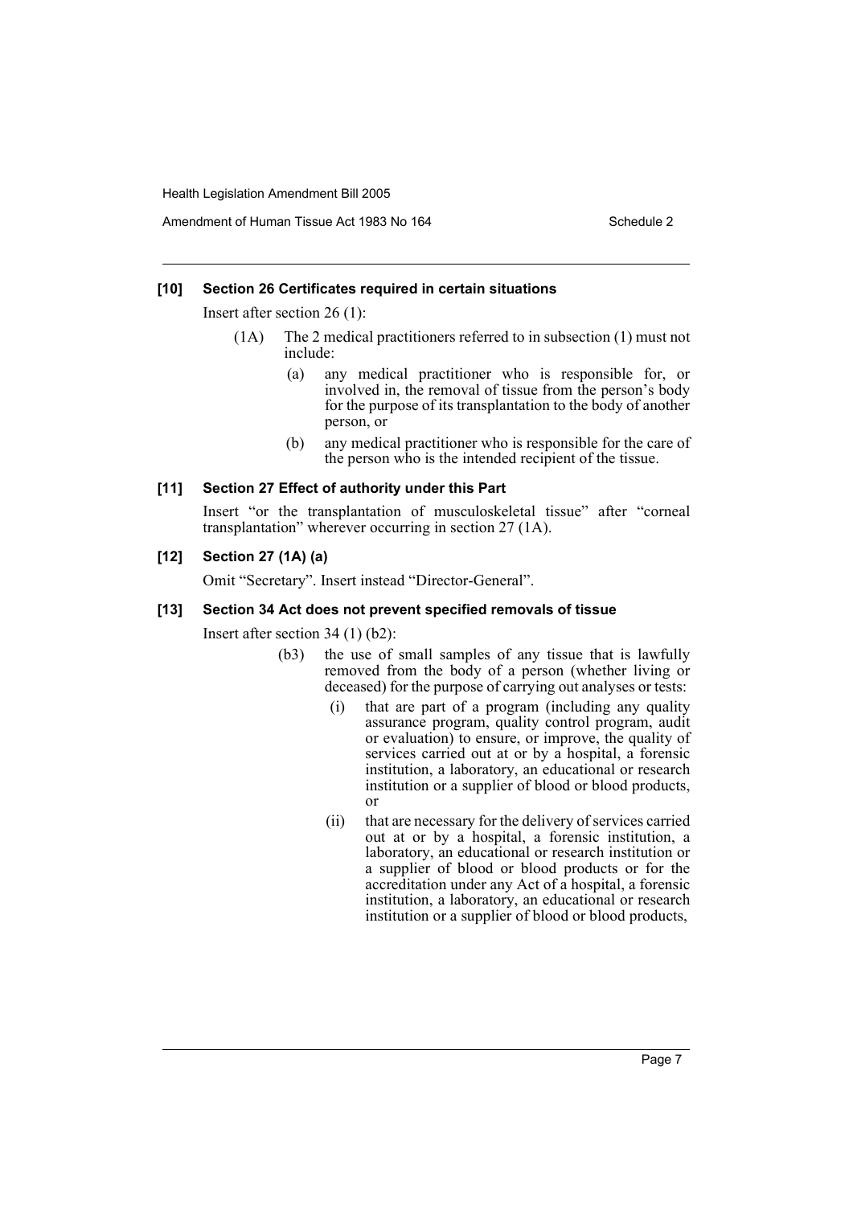### [10] Section 26 Certificates required in certain situations

Insert after section 26 (1):

(1A) The 2 medical practitioners referred to in subsection (1) must not include:

- (a) any medical practitioner who is responsible for, or involved in, the removal of tissue from the person's body for the purpose of its transplantation to the body of another person, or
- (b) any medical practitioner who is responsible for the care of the person who is the intended recipient of the tissue.

### [11] Section 27 Effect of authority under this Part

Insert "or the transplantation of musculoskeletal tissue" after "corneal transplantation" wherever occurring in section 27 (1A).

### [12] Section 27 (1A) (a)

Omit "Secretary". Insert instead "Director-General".

### [13] Section 34 Act does not prevent specified removals of tissue

Insert after section 34 (1) (b2):

(b3) the use of small samples of any tissue that is lawfully removed from the body of a person (whether living or deceased) for the purpose of carrying out analyses or tests:

- (i) that are part of a program (including any quality assurance program, quality control program, audit or evaluation) to ensure, or improve, the quality of services carried out at or by a hospital, a forensic institution, a laboratory, an educational or research institution or a supplier of blood or blood products, or
- (ii) that are necessary for the delivery of services carried out at or by a hospital, a forensic institution, a laboratory, an educational or research institution or a supplier of blood or blood products or for the accreditation under any Act of a hospital, a forensic institution, a laboratory, an educational or research institution or a supplier of blood or blood products,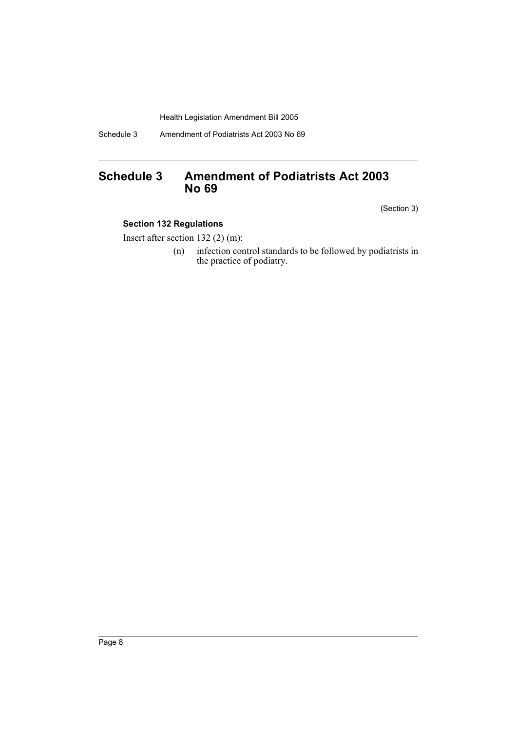# Schedule 3 Amendment of Podiatrists Act 2003 No 69

(Section 3)

### Section 132 Regulations

Insert after section 132 (2) (m):

(n) infection control standards to be followed by podiatrists in the practice of podiatry.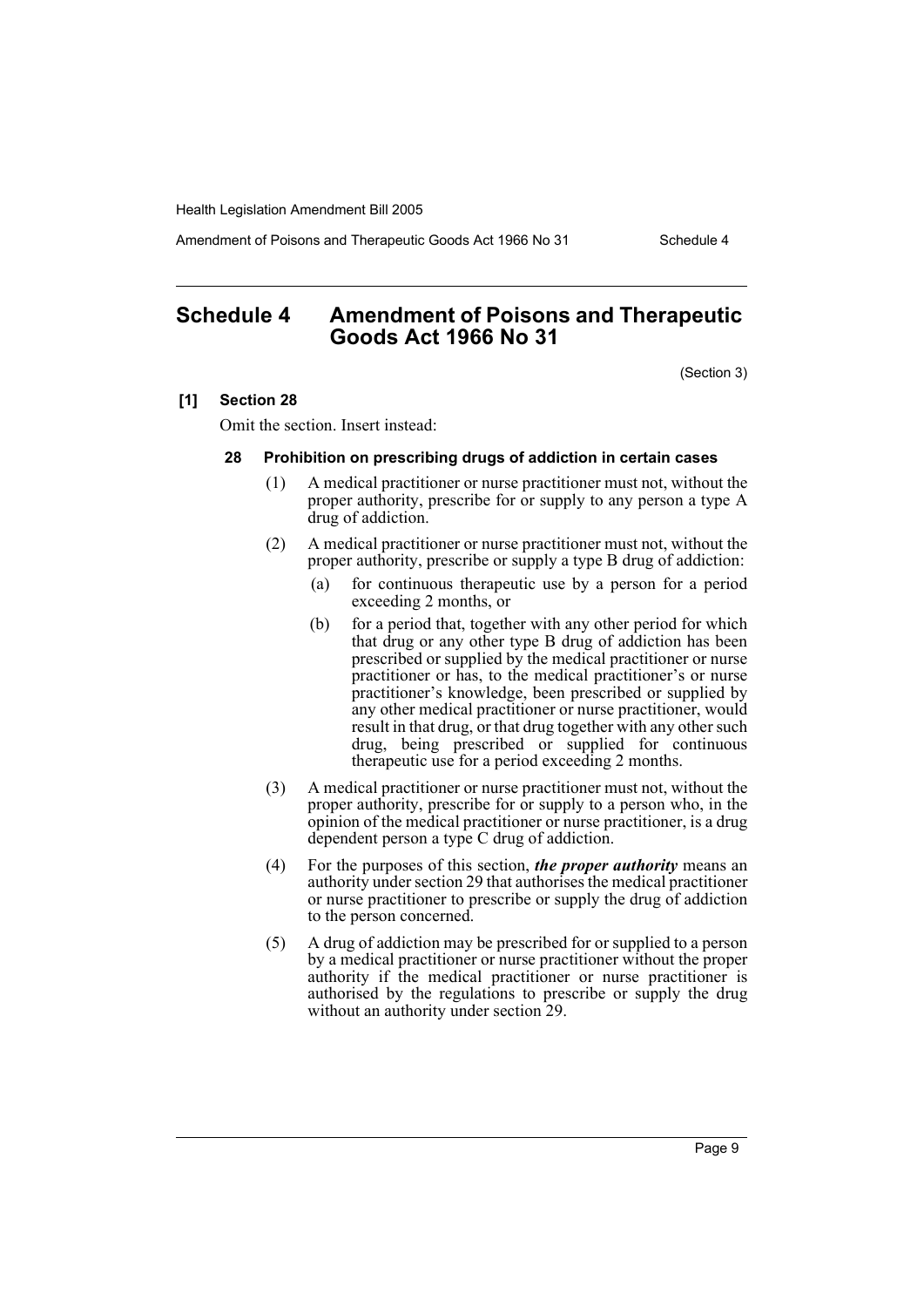## Schedule 4 Amendment of Poisons and Therapeutic Goods Act 1966 No 31

(Section 3)

**[1] Section 28**

Omit the section. Insert instead:

**28 Prohibition on prescribing drugs of addiction in certain cases**

(1) A medical practitioner or nurse practitioner must not, without the proper authority, prescribe for or supply to any person a type A drug of addiction.

(2) A medical practitioner or nurse practitioner must not, without the proper authority, prescribe or supply a type B drug of addiction:

- (a) for continuous therapeutic use by a person for a period exceeding 2 months, or
- (b) for a period that, together with any other period for which that drug or any other type B drug of addiction has been prescribed or supplied by the medical practitioner or nurse practitioner or has, to the medical practitioner's or nurse practitioner's knowledge, been prescribed or supplied by any other medical practitioner or nurse practitioner, would result in that drug, or that drug together with any other such drug, being prescribed or supplied for continuous therapeutic use for a period exceeding 2 months.

(3) A medical practitioner or nurse practitioner must not, without the proper authority, prescribe for or supply to a person who, in the opinion of the medical practitioner or nurse practitioner, is a drug dependent person a type C drug of addiction.

(4) For the purposes of this section, ***the proper authority*** means an authority under section 29 that authorises the medical practitioner or nurse practitioner to prescribe or supply the drug of addiction to the person concerned.

(5) A drug of addiction may be prescribed for or supplied to a person by a medical practitioner or nurse practitioner without the proper authority if the medical practitioner or nurse practitioner is authorised by the regulations to prescribe or supply the drug without an authority under section 29.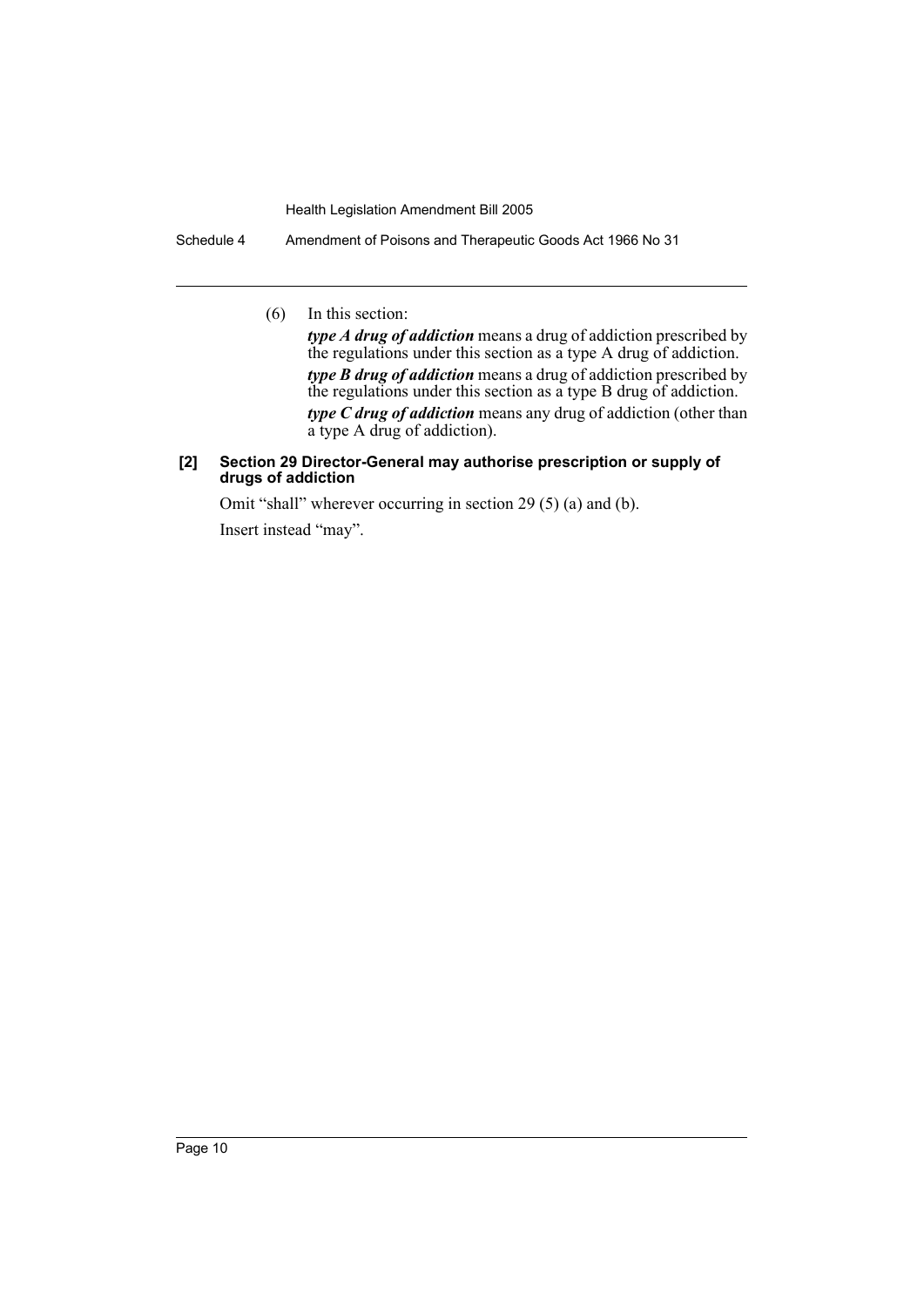(6) In this section:

***type A drug of addiction*** means a drug of addiction prescribed by the regulations under this section as a type A drug of addiction.

***type B drug of addiction*** means a drug of addiction prescribed by the regulations under this section as a type B drug of addiction.

***type C drug of addiction*** means any drug of addiction (other than a type A drug of addiction).

**[2] Section 29 Director-General may authorise prescription or supply of drugs of addiction**

Omit "shall" wherever occurring in section 29 (5) (a) and (b).

Insert instead "may".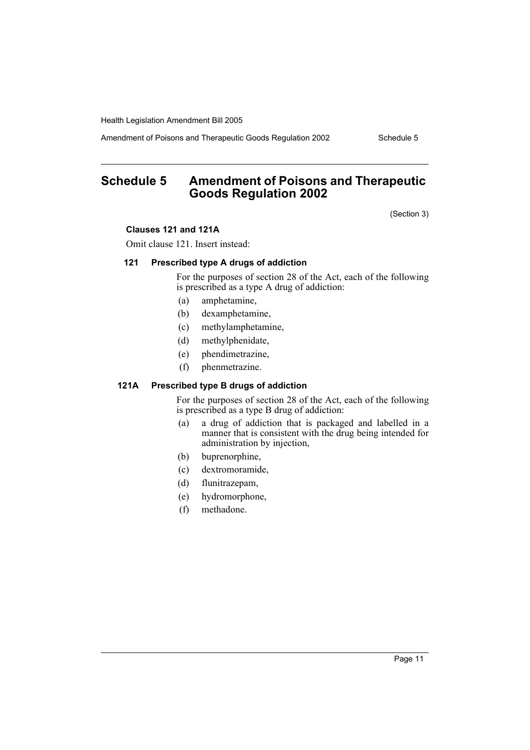# Schedule 5 Amendment of Poisons and Therapeutic Goods Regulation 2002

(Section 3)

**Clauses 121 and 121A**

Omit clause 121. Insert instead:

**121 Prescribed type A drugs of addiction**

For the purposes of section 28 of the Act, each of the following is prescribed as a type A drug of addiction:

(a) amphetamine,

(b) dexamphetamine,

(c) methylamphetamine,

(d) methylphenidate,

(e) phendimetrazine,

(f) phenmetrazine.

**121A Prescribed type B drugs of addiction**

For the purposes of section 28 of the Act, each of the following is prescribed as a type B drug of addiction:

(a) a drug of addiction that is packaged and labelled in a manner that is consistent with the drug being intended for administration by injection,

(b) buprenorphine,

(c) dextromoramide,

(d) flunitrazepam,

(e) hydromorphone,

(f) methadone.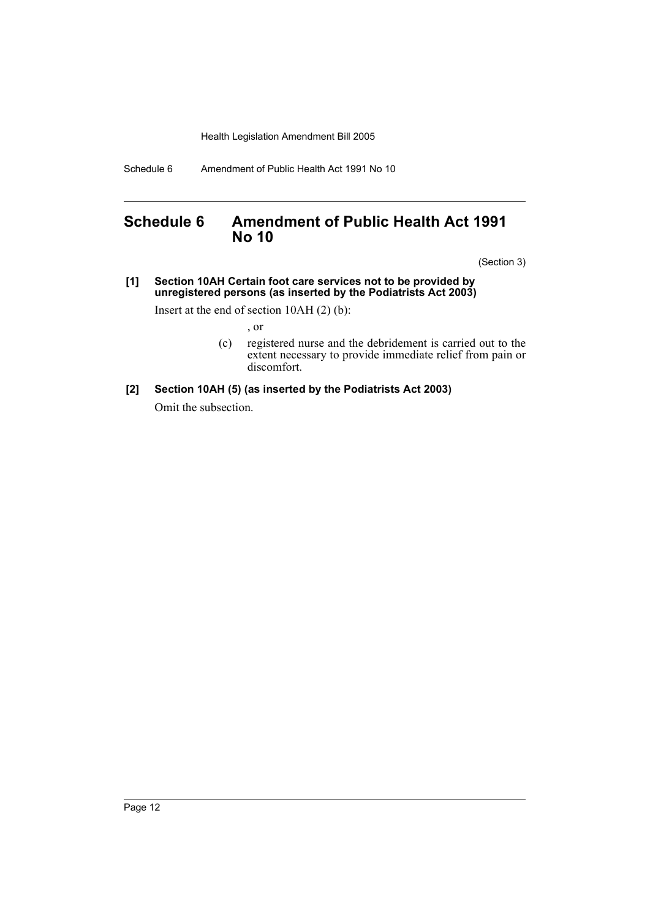## Schedule 6 Amendment of Public Health Act 1991 No 10

(Section 3)

**[1] Section 10AH Certain foot care services not to be provided by unregistered persons (as inserted by the Podiatrists Act 2003)**

Insert at the end of section 10AH (2) (b):

, or

(c) registered nurse and the debridement is carried out to the extent necessary to provide immediate relief from pain or discomfort.

**[2] Section 10AH (5) (as inserted by the Podiatrists Act 2003)**

Omit the subsection.